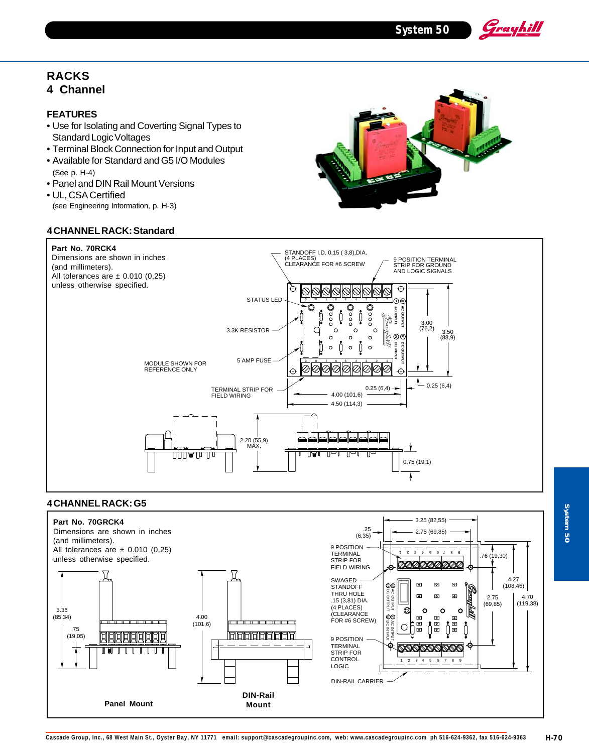# RACKS
## 4 Channel

### FEATURES

- Use for Isolating and Coverting Signal Types to Standard Logic Voltages
- Terminal Block Connection for Input and Output
- Available for Standard and G5 I/O Modules (See p. H-4)
- Panel and DIN Rail Mount Versions
- UL, CSA Certified (see Engineering Information, p. H-3)

### 4 CHANNEL RACK: Standard

**Part No. 70RCK4**
Dimensions are shown in inches (and millimeters).
All tolerances are ± 0.010 (0,25) unless otherwise specified.

STANDOFF I.D. 0.15 ( 3,8),DIA. (4 PLACES) CLEARANCE FOR #6 SCREW

9 POSITION TERMINAL STRIP FOR GROUND AND LOGIC SIGNALS

STATUS LED

3.3K RESISTOR

5 AMP FUSE

MODULE SHOWN FOR REFERENCE ONLY

TERMINAL STRIP FOR FIELD WIRING

3.00 (76,2)

3.50 (88,9)

0.25 (6,4)

0.25 (6,4)

4.00 (101,6)

4.50 (114,3)

2.20 (55,9) MAX.

0.75 (19,1)

### 4 CHANNEL RACK: G5

**Part No. 70GRCK4**
Dimensions are shown in inches (and millimeters).
All tolerances are ± 0.010 (0,25) unless otherwise specified.

3.25 (82,55)

.25 (6,35)

2.75 (69,85)

9 POSITION TERMINAL STRIP FOR FIELD WIRING

.76 (19,30)

SWAGED STANDOFF THRU HOLE .15 (3,81) DIA. (4 PLACES) (CLEARANCE FOR #6 SCREW)

4.27 (108,46)

2.75 (69,85)

4.70 (119,38)

9 POSITION TERMINAL STRIP FOR CONTROL LOGIC

DIN-RAIL CARRIER

3.36 (85,34)

.75 (19,05)

4.00 (101,6)

**Panel Mount**

**DIN-Rail Mount**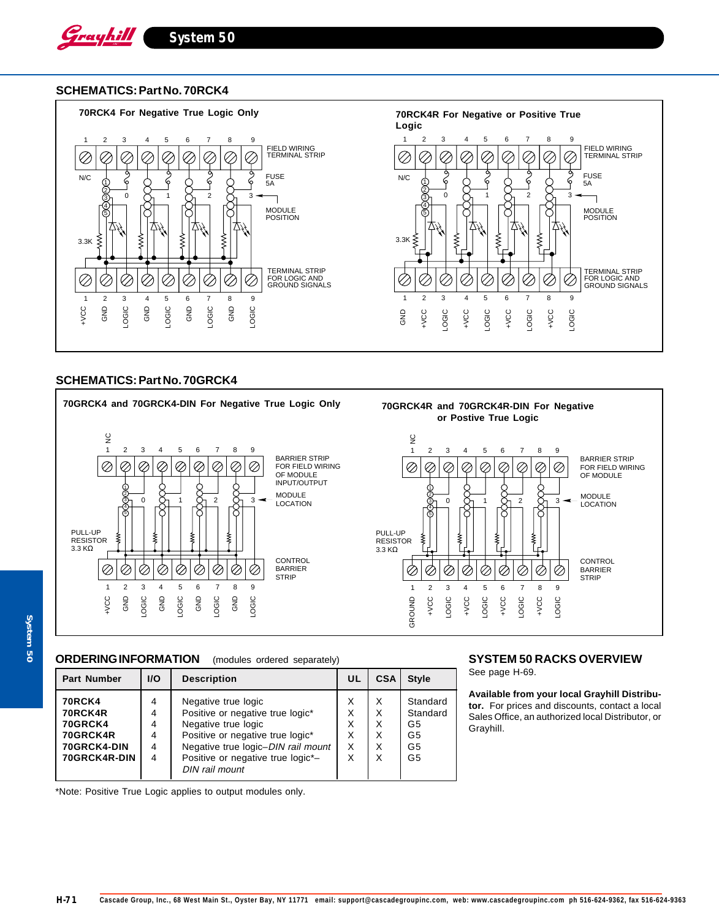## SCHEMATICS: Part No. 70RCK4

70RCK4 For Negative True Logic Only

1 2 3 4 5 6 7 8 9

FIELD WIRING TERMINAL STRIP

N/C

FUSE 5A

0 1 2 3

MODULE POSITION

3.3K

TERMINAL STRIP FOR LOGIC AND GROUND SIGNALS

1 2 3 4 5 6 7 8 9

+VCC GND LOGIC GND LOGIC GND LOGIC GND LOGIC

70RCK4R For Negative or Positive True Logic

1 2 3 4 5 6 7 8 9

FIELD WIRING TERMINAL STRIP

N/C

FUSE 5A

0 1 2 3

MODULE POSITION

3.3K

TERMINAL STRIP FOR LOGIC AND GROUND SIGNALS

1 2 3 4 5 6 7 8 9

GND +VCC LOGIC +VCC LOGIC +VCC LOGIC +VCC LOGIC

## SCHEMATICS: Part No. 70GRCK4

70GRCK4 and 70GRCK4-DIN For Negative True Logic Only

NC

1 2 3 4 5 6 7 8 9

BARRIER STRIP FOR FIELD WIRING OF MODULE INPUT/OUTPUT

0 1 2 3

MODULE LOCATION

PULL-UP RESISTOR 3.3 KΩ

CONTROL BARRIER STRIP

1 2 3 4 5 6 7 8 9

+VCC GND LOGIC GND LOGIC GND LOGIC GND LOGIC

70GRCK4R and 70GRCK4R-DIN For Negative or Postive True Logic

NC

1 2 3 4 5 6 7 8 9

BARRIER STRIP FOR FIELD WIRING OF MODULE

0 1 2 3

MODULE LOCATION

PULL-UP RESISTOR 3.3 KΩ

CONTROL BARRIER STRIP

1 2 3 4 5 6 7 8 9

GROUND +VCC LOGIC +VCC LOGIC +VCC LOGIC +VCC LOGIC

## ORDERING INFORMATION (modules ordered separately)

| Part Number | I/O | Description | UL | CSA | Style |
|---|---|---|---|---|---|
| **70RCK4** | 4 | Negative true logic | X | X | Standard |
| **70RCK4R** | 4 | Positive or negative true logic* | X | X | Standard |
| **70GRCK4** | 4 | Negative true logic | X | X | G5 |
| **70GRCK4R** | 4 | Positive or negative true logic* | X | X | G5 |
| **70GRCK4-DIN** | 4 | Negative true logic–*DIN rail mount* | X | X | G5 |
| **70GRCK4R-DIN** | 4 | Positive or negative true logic*–*DIN rail mount* | X | X | G5 |

*Note: Positive True Logic applies to output modules only.

## SYSTEM 50 RACKS OVERVIEW

See page H-69.

**Available from your local Grayhill Distributor.** For prices and discounts, contact a local Sales Office, an authorized local Distributor, or Grayhill.